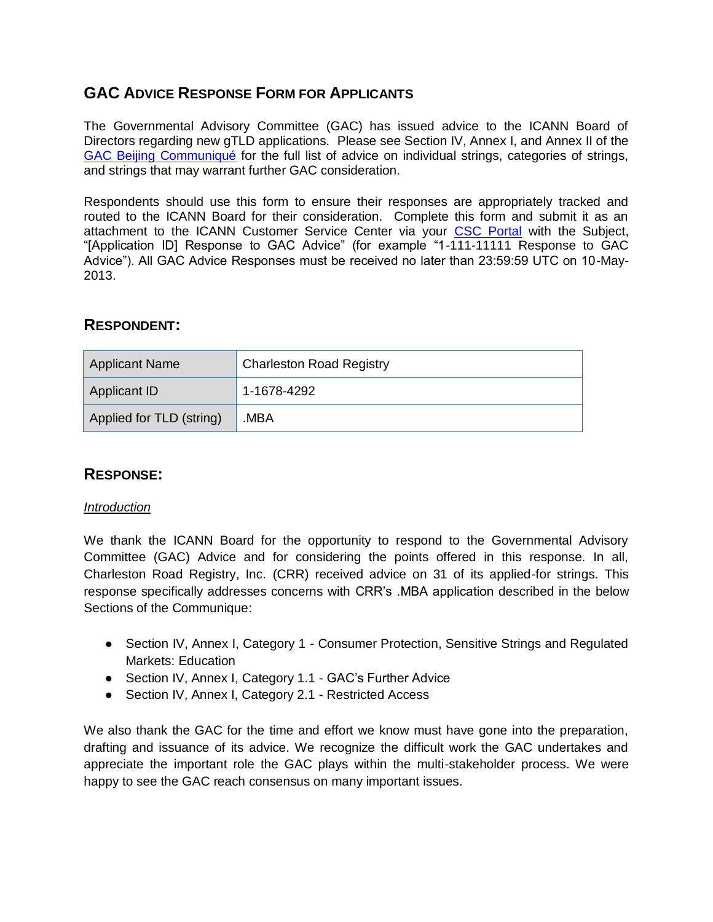## GAC ADVICE RESPONSE FORM FOR APPLICANTS

The Governmental Advisory Committee (GAC) has issued advice to the ICANN Board of Directors regarding new gTLD applications. Please see Section IV, Annex I, and Annex II of the GAC Beijing Communiqué for the full list of advice on individual strings, categories of strings, and strings that may warrant further GAC consideration.

Respondents should use this form to ensure their responses are appropriately tracked and routed to the ICANN Board for their consideration. Complete this form and submit it as an attachment to the ICANN Customer Service Center via your CSC Portal with the Subject, "[Application ID] Response to GAC Advice" (for example "1-111-11111 Response to GAC Advice"). All GAC Advice Responses must be received no later than 23:59:59 UTC on 10-May-2013.

## RESPONDENT:

| Applicant Name | Charleston Road Registry |
|---|---|
| Applicant ID | 1-1678-4292 |
| Applied for TLD (string) | .MBA |

## RESPONSE:

*Introduction*

We thank the ICANN Board for the opportunity to respond to the Governmental Advisory Committee (GAC) Advice and for considering the points offered in this response. In all, Charleston Road Registry, Inc. (CRR) received advice on 31 of its applied-for strings. This response specifically addresses concerns with CRR's .MBA application described in the below Sections of the Communique:

- Section IV, Annex I, Category 1 - Consumer Protection, Sensitive Strings and Regulated Markets: Education
- Section IV, Annex I, Category 1.1 - GAC's Further Advice
- Section IV, Annex I, Category 2.1 - Restricted Access

We also thank the GAC for the time and effort we know must have gone into the preparation, drafting and issuance of its advice. We recognize the difficult work the GAC undertakes and appreciate the important role the GAC plays within the multi-stakeholder process. We were happy to see the GAC reach consensus on many important issues.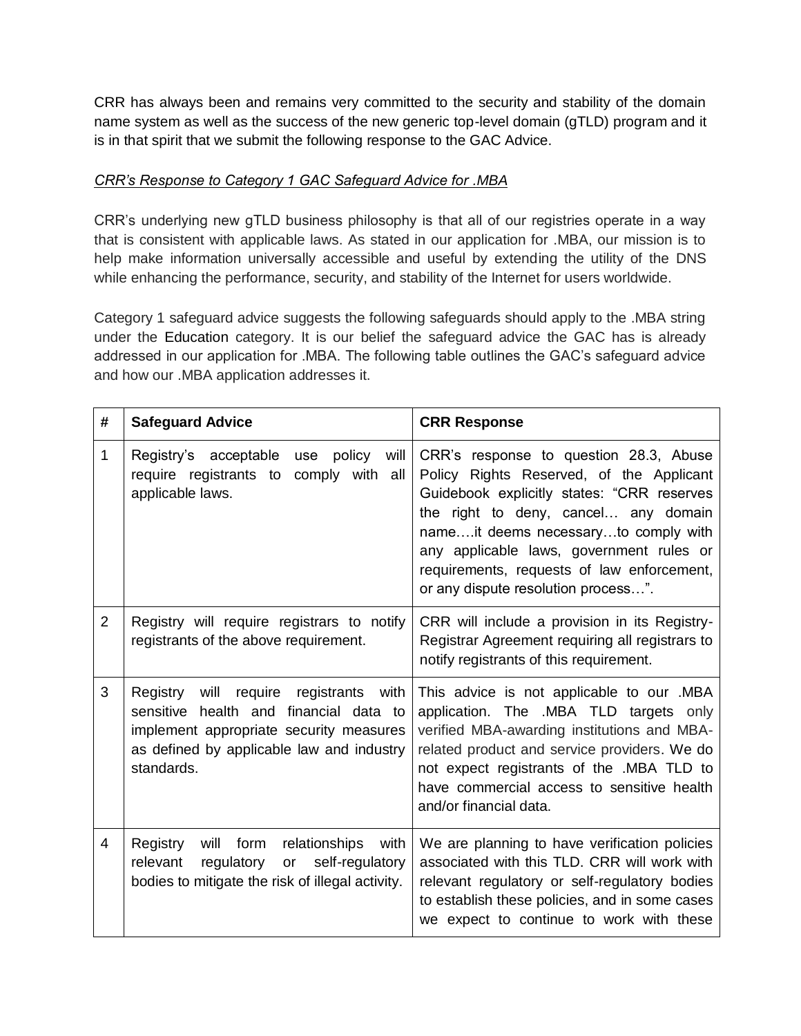CRR has always been and remains very committed to the security and stability of the domain name system as well as the success of the new generic top-level domain (gTLD) program and it is in that spirit that we submit the following response to the GAC Advice.

*CRR's Response to Category 1 GAC Safeguard Advice for .MBA*

CRR's underlying new gTLD business philosophy is that all of our registries operate in a way that is consistent with applicable laws. As stated in our application for .MBA, our mission is to help make information universally accessible and useful by extending the utility of the DNS while enhancing the performance, security, and stability of the Internet for users worldwide.

Category 1 safeguard advice suggests the following safeguards should apply to the .MBA string under the Education category. It is our belief the safeguard advice the GAC has is already addressed in our application for .MBA. The following table outlines the GAC's safeguard advice and how our .MBA application addresses it.

| # | Safeguard Advice | CRR Response |
|---|---|---|
| 1 | Registry's acceptable use policy will require registrants to comply with all applicable laws. | CRR's response to question 28.3, Abuse Policy Rights Reserved, of the Applicant Guidebook explicitly states: "CRR reserves the right to deny, cancel… any domain name….it deems necessary…to comply with any applicable laws, government rules or requirements, requests of law enforcement, or any dispute resolution process…". |
| 2 | Registry will require registrars to notify registrants of the above requirement. | CRR will include a provision in its Registry-Registrar Agreement requiring all registrars to notify registrants of this requirement. |
| 3 | Registry will require registrants with sensitive health and financial data to implement appropriate security measures as defined by applicable law and industry standards. | This advice is not applicable to our .MBA application. The .MBA TLD targets only verified MBA-awarding institutions and MBA-related product and service providers. We do not expect registrants of the .MBA TLD to have commercial access to sensitive health and/or financial data. |
| 4 | Registry will form relationships with relevant regulatory or self-regulatory bodies to mitigate the risk of illegal activity. | We are planning to have verification policies associated with this TLD. CRR will work with relevant regulatory or self-regulatory bodies to establish these policies, and in some cases we expect to continue to work with these |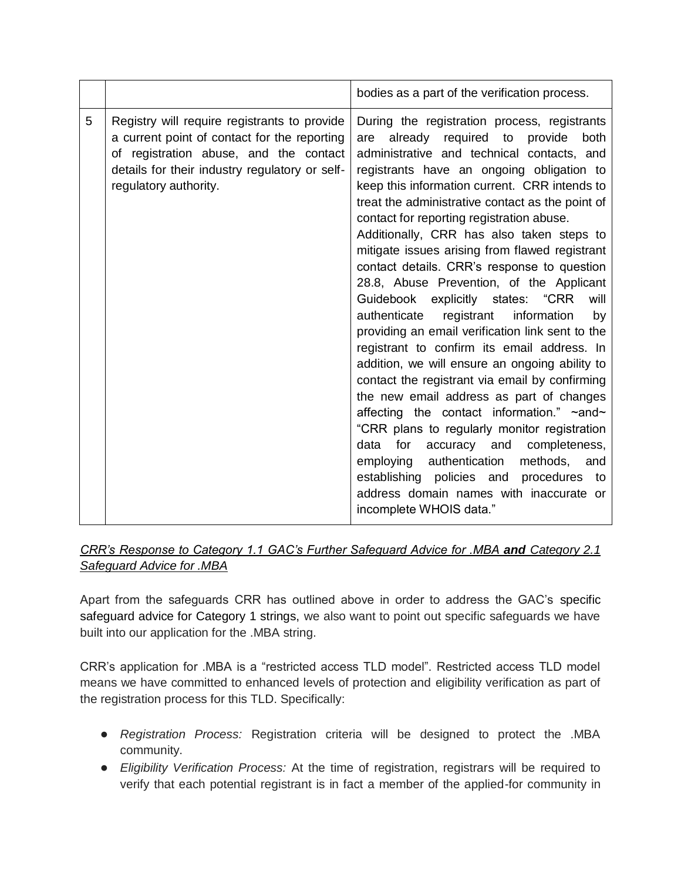| | | |
|---|---|---|
| | | bodies as a part of the verification process. |
| 5 | Registry will require registrants to provide a current point of contact for the reporting of registration abuse, and the contact details for their industry regulatory or self-regulatory authority. | During the registration process, registrants are already required to provide both administrative and technical contacts, and registrants have an ongoing obligation to keep this information current. CRR intends to treat the administrative contact as the point of contact for reporting registration abuse. Additionally, CRR has also taken steps to mitigate issues arising from flawed registrant contact details. CRR's response to question 28.8, Abuse Prevention, of the Applicant Guidebook explicitly states: "CRR will authenticate registrant information by providing an email verification link sent to the registrant to confirm its email address. In addition, we will ensure an ongoing ability to contact the registrant via email by confirming the new email address as part of changes affecting the contact information." ~and~ "CRR plans to regularly monitor registration data for accuracy and completeness, employing authentication methods, and establishing policies and procedures to address domain names with inaccurate or incomplete WHOIS data." |

*CRR's Response to Category 1.1 GAC's Further Safeguard Advice for .MBA **and** Category 2.1 Safeguard Advice for .MBA*

Apart from the safeguards CRR has outlined above in order to address the GAC's specific safeguard advice for Category 1 strings, we also want to point out specific safeguards we have built into our application for the .MBA string.

CRR's application for .MBA is a "restricted access TLD model". Restricted access TLD model means we have committed to enhanced levels of protection and eligibility verification as part of the registration process for this TLD. Specifically:

- *Registration Process:* Registration criteria will be designed to protect the .MBA community.
- *Eligibility Verification Process:* At the time of registration, registrars will be required to verify that each potential registrant is in fact a member of the applied-for community in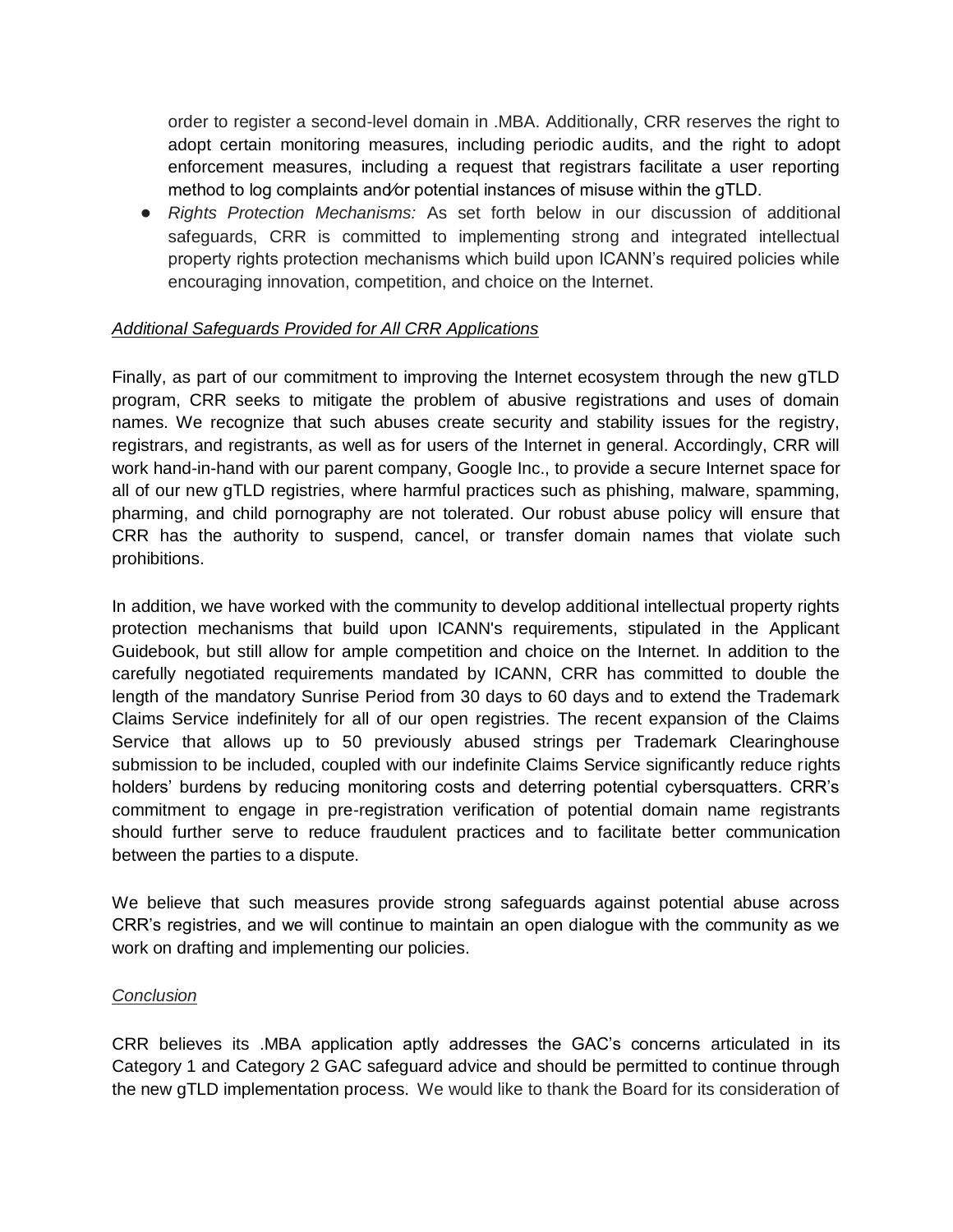order to register a second-level domain in .MBA. Additionally, CRR reserves the right to adopt certain monitoring measures, including periodic audits, and the right to adopt enforcement measures, including a request that registrars facilitate a user reporting method to log complaints and/or potential instances of misuse within the gTLD.

- *Rights Protection Mechanisms:* As set forth below in our discussion of additional safeguards, CRR is committed to implementing strong and integrated intellectual property rights protection mechanisms which build upon ICANN's required policies while encouraging innovation, competition, and choice on the Internet.

*Additional Safeguards Provided for All CRR Applications*

Finally, as part of our commitment to improving the Internet ecosystem through the new gTLD program, CRR seeks to mitigate the problem of abusive registrations and uses of domain names. We recognize that such abuses create security and stability issues for the registry, registrars, and registrants, as well as for users of the Internet in general. Accordingly, CRR will work hand-in-hand with our parent company, Google Inc., to provide a secure Internet space for all of our new gTLD registries, where harmful practices such as phishing, malware, spamming, pharming, and child pornography are not tolerated. Our robust abuse policy will ensure that CRR has the authority to suspend, cancel, or transfer domain names that violate such prohibitions.

In addition, we have worked with the community to develop additional intellectual property rights protection mechanisms that build upon ICANN's requirements, stipulated in the Applicant Guidebook, but still allow for ample competition and choice on the Internet. In addition to the carefully negotiated requirements mandated by ICANN, CRR has committed to double the length of the mandatory Sunrise Period from 30 days to 60 days and to extend the Trademark Claims Service indefinitely for all of our open registries. The recent expansion of the Claims Service that allows up to 50 previously abused strings per Trademark Clearinghouse submission to be included, coupled with our indefinite Claims Service significantly reduce rights holders' burdens by reducing monitoring costs and deterring potential cybersquatters. CRR's commitment to engage in pre-registration verification of potential domain name registrants should further serve to reduce fraudulent practices and to facilitate better communication between the parties to a dispute.

We believe that such measures provide strong safeguards against potential abuse across CRR's registries, and we will continue to maintain an open dialogue with the community as we work on drafting and implementing our policies.

*Conclusion*

CRR believes its .MBA application aptly addresses the GAC's concerns articulated in its Category 1 and Category 2 GAC safeguard advice and should be permitted to continue through the new gTLD implementation process. We would like to thank the Board for its consideration of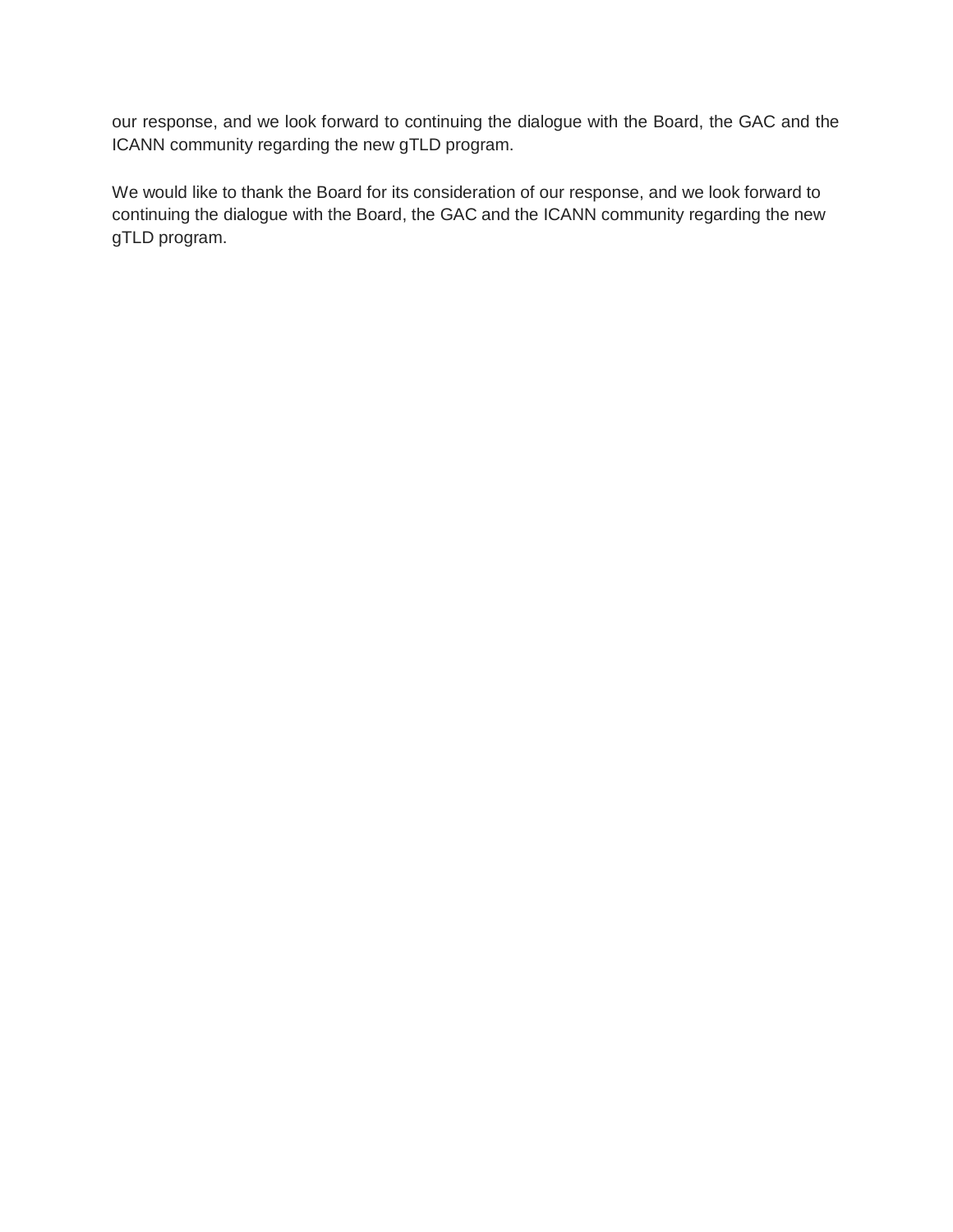our response, and we look forward to continuing the dialogue with the Board, the GAC and the ICANN community regarding the new gTLD program.

We would like to thank the Board for its consideration of our response, and we look forward to continuing the dialogue with the Board, the GAC and the ICANN community regarding the new gTLD program.